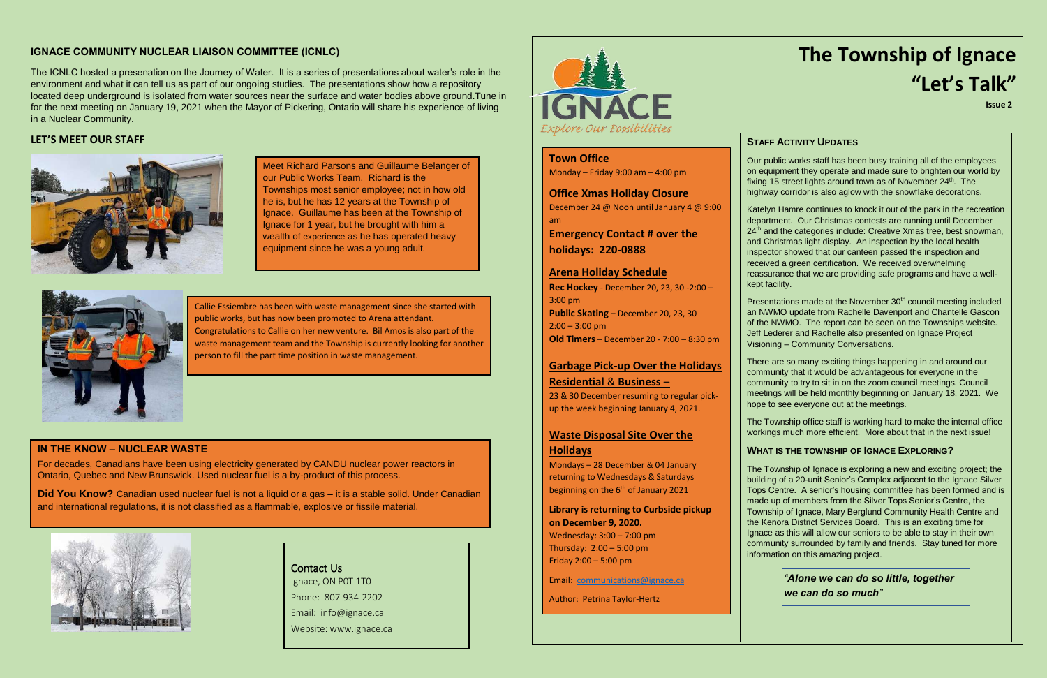# The Township of Ignace "Let's Talk"

**Issue 2**

## IGNACE COMMUNITY NUCLEAR LIAISON COMMITTEE (ICNLC)

The ICNLC hosted a presenation on the Journey of Water. It is a series of presentations about water's role in the environment and what it can tell us as part of our ongoing studies. The presentations show how a repository located deep underground is isolated from water sources near the surface and water bodies above ground.Tune in for the next meeting on January 19, 2021 when the Mayor of Pickering, Ontario will share his experience of living in a Nuclear Community.

## LET'S MEET OUR STAFF

Meet Richard Parsons and Guillaume Belanger of our Public Works Team. Richard is the Townships most senior employee; not in how old he is, but he has 12 years at the Township of Ignace. Guillaume has been at the Township of Ignace for 1 year, but he brought with him a wealth of experience as he has operated heavy equipment since he was a young adult.

Callie Essiembre has been with waste management since she started with public works, but has now been promoted to Arena attendant. Congratulations to Callie on her new venture. Bil Amos is also part of the waste management team and the Township is currently looking for another person to fill the part time position in waste management.

## IN THE KNOW – NUCLEAR WASTE

For decades, Canadians have been using electricity generated by CANDU nuclear power reactors in Ontario, Quebec and New Brunswick. Used nuclear fuel is a by-product of this process.

**Did You Know?** Canadian used nuclear fuel is not a liquid or a gas – it is a stable solid. Under Canadian and international regulations, it is not classified as a flammable, explosive or fissile material.

### Contact Us

Ignace, ON P0T 1T0

Phone: 807-934-2202

Email: info@ignace.ca

Website: www.ignace.ca

IGNACE *Explore Our Possibilities*

### Town Office

Monday – Friday 9:00 am – 4:00 pm

### Office Xmas Holiday Closure

December 24 @ Noon until January 4 @ 9:00 am

### Emergency Contact # over the holidays: 220-0888

### Arena Holiday Schedule

**Rec Hockey** - December 20, 23, 30 -2:00 – 3:00 pm

**Public Skating –** December 20, 23, 30 2:00 – 3:00 pm

**Old Timers** – December 20 - 7:00 – 8:30 pm

### Garbage Pick-up Over the Holidays

**Residential & Business –**

23 & 30 December resuming to regular pick-up the week beginning January 4, 2021.

### Waste Disposal Site Over the Holidays

Mondays – 28 December & 04 January returning to Wednesdays & Saturdays beginning on the 6th of January 2021

**Library is returning to Curbside pickup on December 9, 2020.**

Wednesday: 3:00 – 7:00 pm

Thursday: 2:00 – 5:00 pm

Friday 2:00 – 5:00 pm

Email: communications@ignace.ca

Author: Petrina Taylor-Hertz

## STAFF ACTIVITY UPDATES

Our public works staff has been busy training all of the employees on equipment they operate and made sure to brighten our world by fixing 15 street lights around town as of November 24th. The highway corridor is also aglow with the snowflake decorations.

Katelyn Hamre continues to knock it out of the park in the recreation department. Our Christmas contests are running until December 24th and the categories include: Creative Xmas tree, best snowman, and Christmas light display. An inspection by the local health inspector showed that our canteen passed the inspection and received a green certification. We received overwhelming reassurance that we are providing safe programs and have a well-kept facility.

Presentations made at the November 30th council meeting included an NWMO update from Rachelle Davenport and Chantelle Gascon of the NWMO. The report can be seen on the Townships website. Jeff Lederer and Rachelle also presented on Ignace Project Visioning – Community Conversations.

There are so many exciting things happening in and around our community that it would be advantageous for everyone in the community to try to sit in on the zoom council meetings. Council meetings will be held monthly beginning on January 18, 2021. We hope to see everyone out at the meetings.

The Township office staff is working hard to make the internal office workings much more efficient. More about that in the next issue!

## WHAT IS THE TOWNSHIP OF IGNACE EXPLORING?

The Township of Ignace is exploring a new and exciting project; the building of a 20-unit Senior's Complex adjacent to the Ignace Silver Tops Centre. A senior's housing committee has been formed and is made up of members from the Silver Tops Senior's Centre, the Township of Ignace, Mary Berglund Community Health Centre and the Kenora District Services Board. This is an exciting time for Ignace as this will allow our seniors to be able to stay in their own community surrounded by family and friends. Stay tuned for more information on this amazing project.

*"Alone we can do so little, together we can do so much"*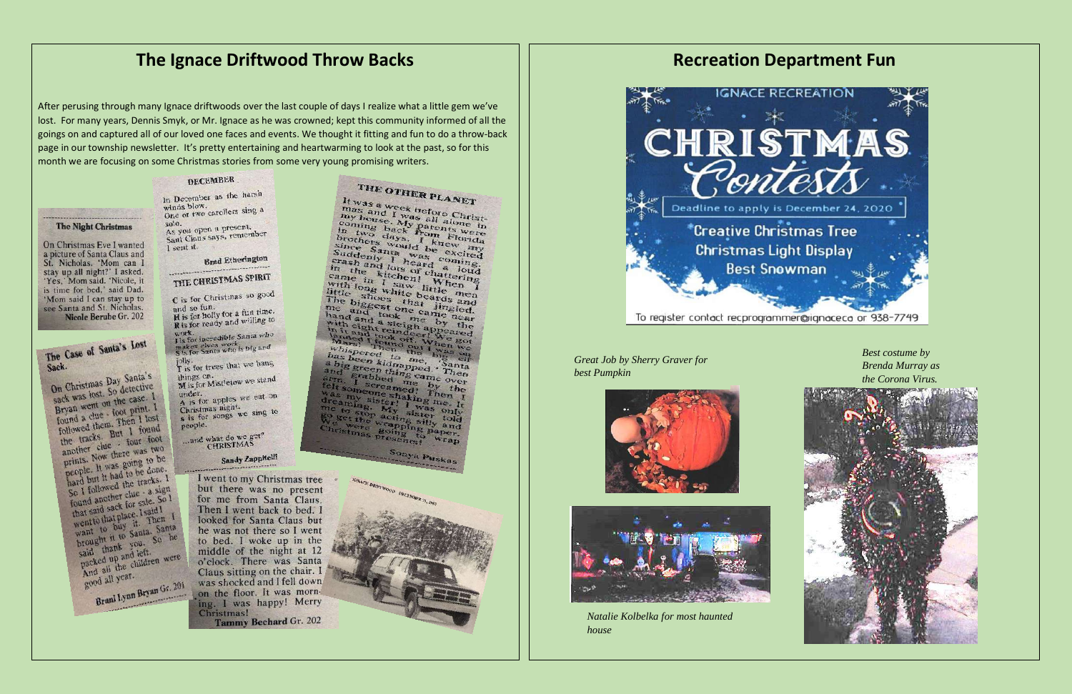## The Ignace Driftwood Throw Backs

After perusing through many Ignace driftwoods over the last couple of days I realize what a little gem we've lost. For many years, Dennis Smyk, or Mr. Ignace as he was crowned; kept this community informed of all the goings on and captured all of our loved one faces and events. We thought it fitting and fun to do a throw-back page in our township newsletter. It's pretty entertaining and heartwarming to look at the past, so for this month we are focusing on some Christmas stories from some very young promising writers.

### The Night Christmas

On Christmas Eve I wanted a picture of Santa Claus and St. Nicholas. 'Mom can I stay up all night?' I asked. 'Yes,' Mom said. 'Nicole, it is time for bed,' said Dad. 'Mom said I can stay up to see Santa and St. Nicholas.

Nicole Berube Gr. 202

### The Case of Santa's Lost Sack.

On Christmas Day Santa's sack was lost. So detective Bryan went on the case. I found a clue - foot print. I followed them. Then I lost the tracks. But I found another clue - four foot prints. Now there was two people. It was going to be hard but it had to be done. So I followed the tracks. I found another clue - a sign that said sack for sale. So I went to that place. I said I want to buy it. Then I brought it to Santa. Santa said thank you. So he packed up and left. And all the children were good all year.

Brani Lynn Bryan Gr. 201

### DECEMBER

In December as the harsh winds blow,
One or two carollers sing a solo.
As you open a present,
Sant Claus says, remember I sent it.

Brad Etherington

### THE CHRISTMAS SPIRIT

C is for Christmas so good and so fun.
H is for holly for a fun time.
R is for ready and willing to work.
I is for incredible Santa who makes elves work.
S is for Santa who is big and jolly.
T is for trees that we hang things on.
M is for Mistletoe we stand under.
A is for apples we eat on Christmas night.
S is for songs we sing to people.

...and what do we get? CHRISTMAS

Sandy Zapptell!

I went to my Christmas tree but there was no present for me from Santa Claus. Then I went back to bed. I looked for Santa Claus but he was not there so I went to bed. I woke up in the middle of the night at 12 o'clock. There was Santa Claus sitting on the chair. I was shocked and I fell down on the floor. It was morning. I was happy! Merry Christmas!

Tammy Bechard Gr. 202

### THE OTHER PLANET

It was a week before Christmas and I was all alone in my house. My parents were coming back from Florida in two days. I knew my brothers would be excited since Santa was coming. Suddenly I heard a loud crash and lots of chattering in the kitchen! When I came in I saw little men with long white beards and little shoes that jingled. The biggest one came near me and took me by the hand and a sleigh appeared with eight reindeer! We got in it and took off. When we landed I found out I was on Mars! Then the big elf whispered to me, 'Santa has been kidnapped.' Then a big green thing came over and grabbed me by the arm. I screamed! Then I felt someone shaking me. It was my sister! I was only dreaming. My sister told me to stop acting silly and go get the wrapping paper. We were going to wrap Christmas presents!

Sonya Puskas

IGNACE DRIFTWOOD DECEMBER

## Recreation Department Fun

IGNACE RECREATION

CHRISTMAS Contests

Deadline to apply is December 24, 2020

Creative Christmas Tree
Christmas Light Display
Best Snowman

To register contact recprogrammer@ignace.ca or 938-7749

*Great Job by Sherry Graver for best Pumpkin*

*Best costume by Brenda Murray as the Corona Virus.*

*Natalie Kolbelka for most haunted house*